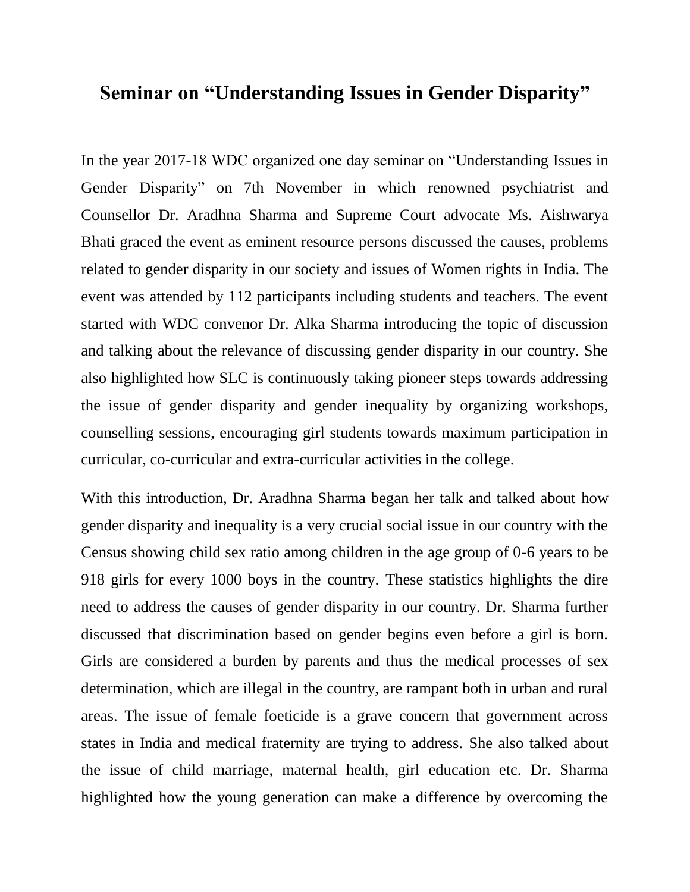# Seminar on "Understanding Issues in Gender Disparity"

In the year 2017-18 WDC organized one day seminar on "Understanding Issues in Gender Disparity" on 7th November in which renowned psychiatrist and Counsellor Dr. Aradhna Sharma and Supreme Court advocate Ms. Aishwarya Bhati graced the event as eminent resource persons discussed the causes, problems related to gender disparity in our society and issues of Women rights in India. The event was attended by 112 participants including students and teachers. The event started with WDC convenor Dr. Alka Sharma introducing the topic of discussion and talking about the relevance of discussing gender disparity in our country. She also highlighted how SLC is continuously taking pioneer steps towards addressing the issue of gender disparity and gender inequality by organizing workshops, counselling sessions, encouraging girl students towards maximum participation in curricular, co-curricular and extra-curricular activities in the college.

With this introduction, Dr. Aradhna Sharma began her talk and talked about how gender disparity and inequality is a very crucial social issue in our country with the Census showing child sex ratio among children in the age group of 0-6 years to be 918 girls for every 1000 boys in the country. These statistics highlights the dire need to address the causes of gender disparity in our country. Dr. Sharma further discussed that discrimination based on gender begins even before a girl is born. Girls are considered a burden by parents and thus the medical processes of sex determination, which are illegal in the country, are rampant both in urban and rural areas. The issue of female foeticide is a grave concern that government across states in India and medical fraternity are trying to address. She also talked about the issue of child marriage, maternal health, girl education etc. Dr. Sharma highlighted how the young generation can make a difference by overcoming the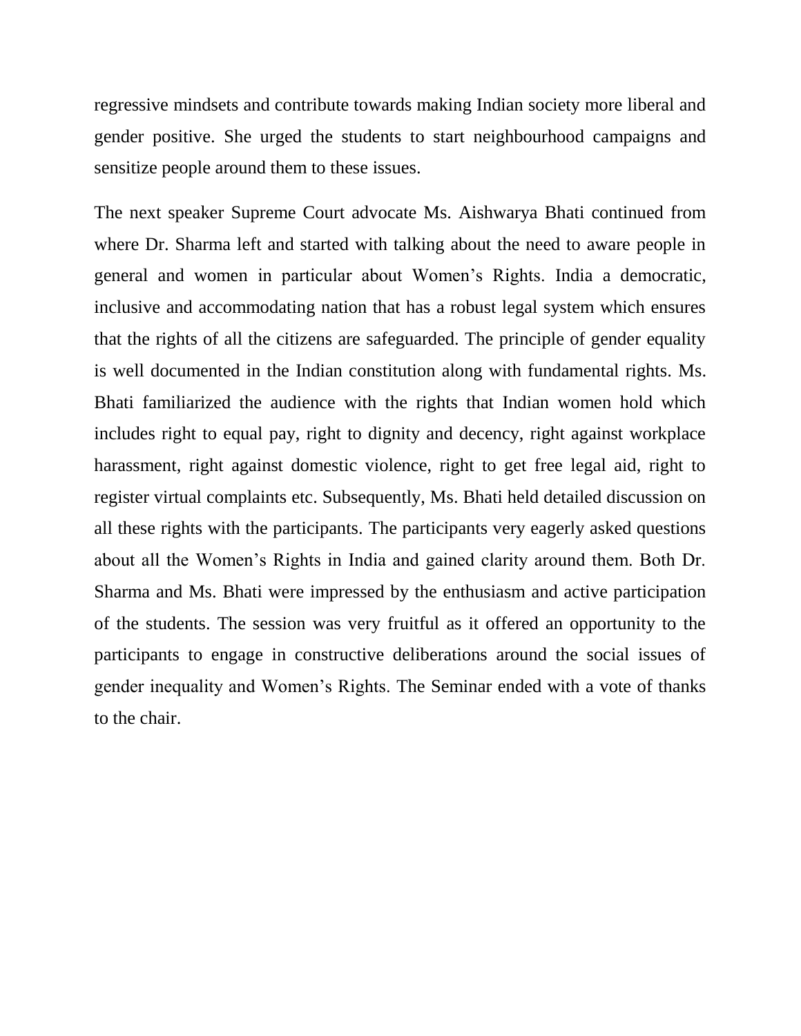regressive mindsets and contribute towards making Indian society more liberal and gender positive. She urged the students to start neighbourhood campaigns and sensitize people around them to these issues.

The next speaker Supreme Court advocate Ms. Aishwarya Bhati continued from where Dr. Sharma left and started with talking about the need to aware people in general and women in particular about Women's Rights. India a democratic, inclusive and accommodating nation that has a robust legal system which ensures that the rights of all the citizens are safeguarded. The principle of gender equality is well documented in the Indian constitution along with fundamental rights. Ms. Bhati familiarized the audience with the rights that Indian women hold which includes right to equal pay, right to dignity and decency, right against workplace harassment, right against domestic violence, right to get free legal aid, right to register virtual complaints etc. Subsequently, Ms. Bhati held detailed discussion on all these rights with the participants. The participants very eagerly asked questions about all the Women's Rights in India and gained clarity around them. Both Dr. Sharma and Ms. Bhati were impressed by the enthusiasm and active participation of the students. The session was very fruitful as it offered an opportunity to the participants to engage in constructive deliberations around the social issues of gender inequality and Women's Rights. The Seminar ended with a vote of thanks to the chair.